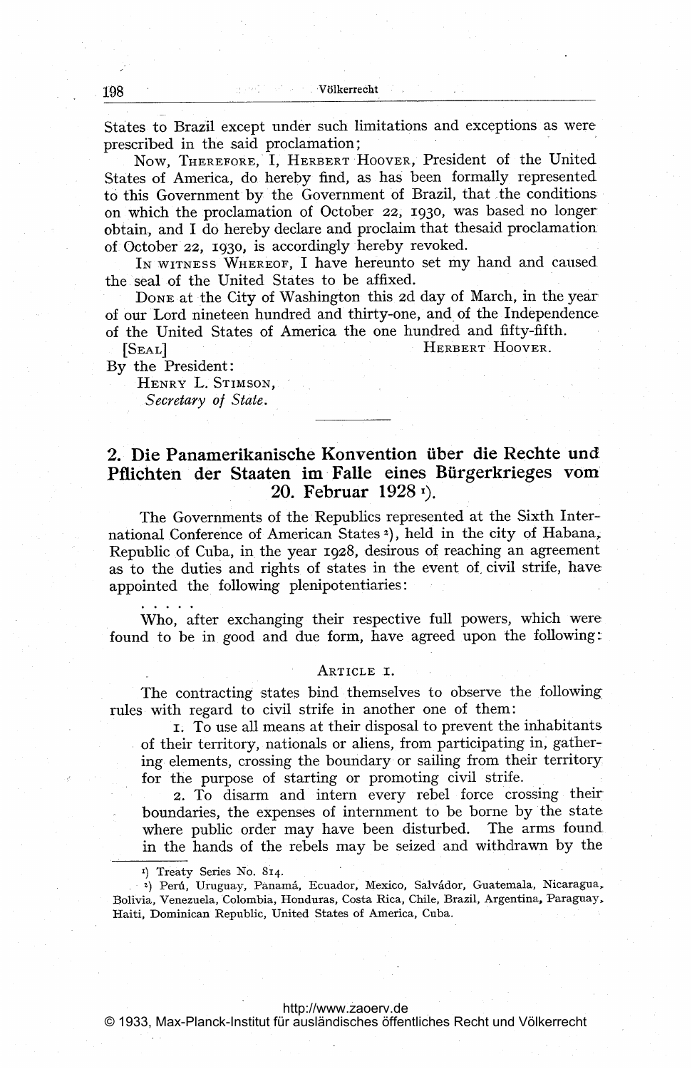States to Brazil except under such limitations and exceptions as were prescribed in the said proclamation;

Now, THEREFORE, I, HERBERT HOOVER, President of the United States of America, do hereby find, as has been formally represented to this Government by the Government of Brazil, that the conditions on which the proclamation of October 22, 1930, was based no longer obtain, and I do hereby declare and proclaim that thesaid proclamation of October 22, 1930, is accordingly hereby revoked.

IN WITNESS WHEREOF, I have hereunto set my hand and caused the seal of the United States to be affixed.

DONE at the City of Washington this 2d day of March, in the year of our Lord nineteen hundred and thirty-one, and of the Independence of the United States of America the one hundred and fifty-fifth.

[SEAL] HERBERT HOOVER.

By the President:

HENRY L. STIMSON,
*Secretary of State.*

---

## 2. Die Panamerikanische Konvention über die Rechte und Pflichten der Staaten im Falle eines Bürgerkrieges vom 20. Februar 1928 [1]).

The Governments of the Republics represented at the Sixth International Conference of American States [2]), held in the city of Habana, Republic of Cuba, in the year 1928, desirous of reaching an agreement as to the duties and rights of states in the event of civil strife, have appointed the following plenipotentiaries:

. . . . .

Who, after exchanging their respective full powers, which were found to be in good and due form, have agreed upon the following:

ARTICLE 1.

The contracting states bind themselves to observe the following rules with regard to civil strife in another one of them:

1. To use all means at their disposal to prevent the inhabitants of their territory, nationals or aliens, from participating in, gathering elements, crossing the boundary or sailing from their territory for the purpose of starting or promoting civil strife.

2. To disarm and intern every rebel force crossing their boundaries, the expenses of internment to be borne by the state where public order may have been disturbed. The arms found in the hands of the rebels may be seized and withdrawn by the

---

[1]) Treaty Series No. 814.

[2]) Perú, Uruguay, Panamá, Ecuador, Mexico, Salvádor, Guatemala, Nicaragua, Bolivia, Venezuela, Colombia, Honduras, Costa Rica, Chile, Brazil, Argentina, Paraguay, Haiti, Dominican Republic, United States of America, Cuba.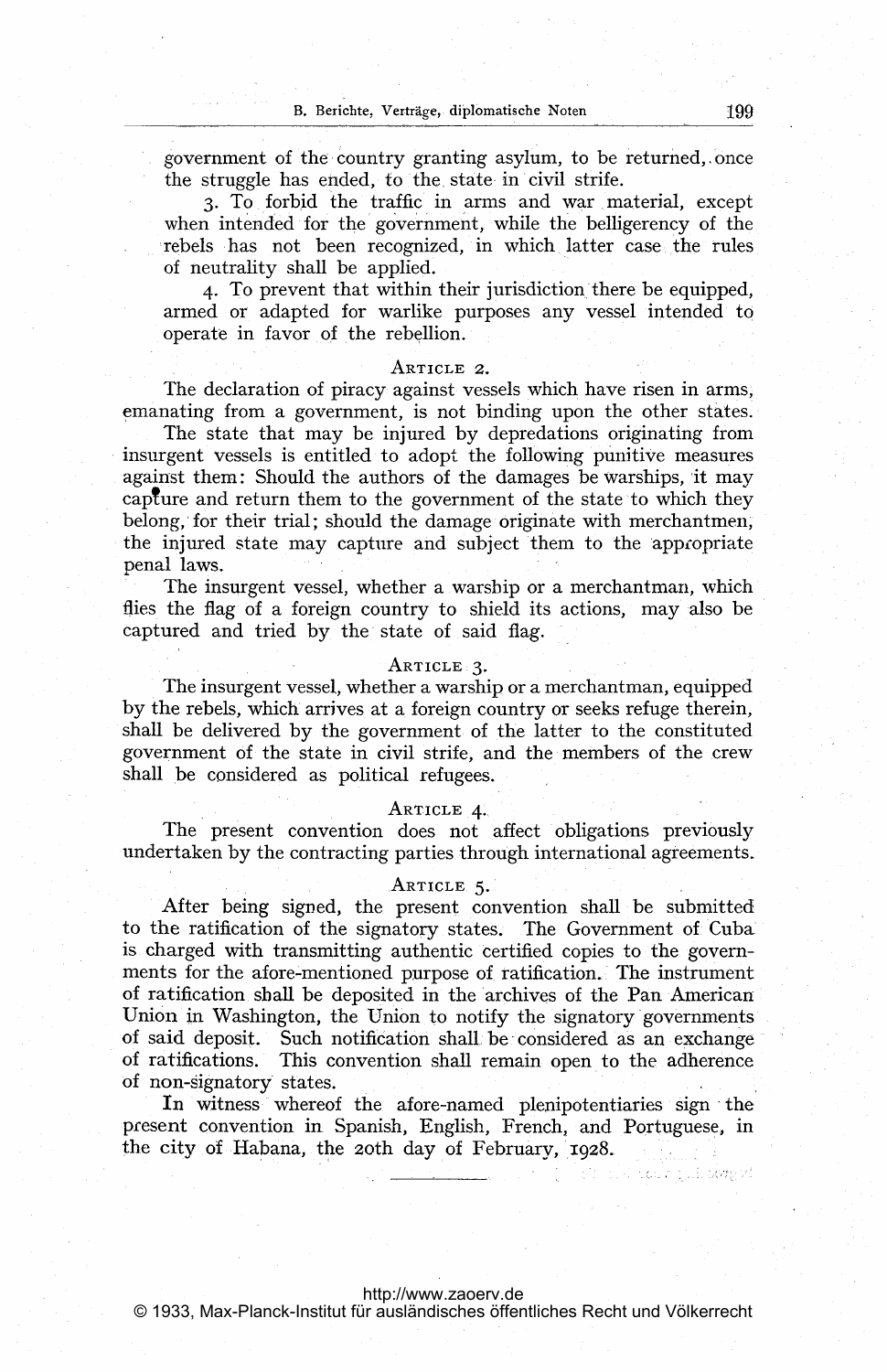government of the country granting asylum, to be returned, once the struggle has ended, to the state in civil strife.

3. To forbid the traffic in arms and war material, except when intended for the government, while the belligerency of the rebels has not been recognized, in which latter case the rules of neutrality shall be applied.

4. To prevent that within their jurisdiction there be equipped, armed or adapted for warlike purposes any vessel intended to operate in favor of the rebellion.

## Article 2.

The declaration of piracy against vessels which have risen in arms, emanating from a government, is not binding upon the other states.

The state that may be injured by depredations originating from insurgent vessels is entitled to adopt the following punitive measures against them: Should the authors of the damages be warships, it may capture and return them to the government of the state to which they belong, for their trial; should the damage originate with merchantmen, the injured state may capture and subject them to the appropriate penal laws.

The insurgent vessel, whether a warship or a merchantman, which flies the flag of a foreign country to shield its actions, may also be captured and tried by the state of said flag.

## Article 3.

The insurgent vessel, whether a warship or a merchantman, equipped by the rebels, which arrives at a foreign country or seeks refuge therein, shall be delivered by the government of the latter to the constituted government of the state in civil strife, and the members of the crew shall be considered as political refugees.

## Article 4.

The present convention does not affect obligations previously undertaken by the contracting parties through international agreements.

## Article 5.

After being signed, the present convention shall be submitted to the ratification of the signatory states. The Government of Cuba is charged with transmitting authentic certified copies to the governments for the afore-mentioned purpose of ratification. The instrument of ratification shall be deposited in the archives of the Pan American Union in Washington, the Union to notify the signatory governments of said deposit. Such notification shall be considered as an exchange of ratifications. This convention shall remain open to the adherence of non-signatory states.

In witness whereof the afore-named plenipotentiaries sign the present convention in Spanish, English, French, and Portuguese, in the city of Habana, the 20th day of February, 1928.